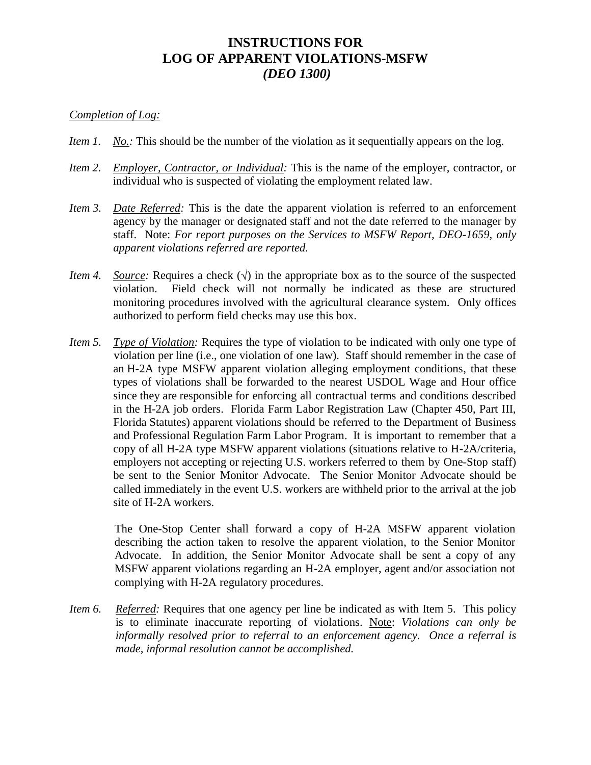# INSTRUCTIONS FOR LOG OF APPARENT VIOLATIONS-MSFW *(DEO 1300)*

*Completion of Log:*

*Item 1.* *No.:* This should be the number of the violation as it sequentially appears on the log.

*Item 2.* *Employer, Contractor, or Individual:* This is the name of the employer, contractor, or individual who is suspected of violating the employment related law.

*Item 3.* *Date Referred:* This is the date the apparent violation is referred to an enforcement agency by the manager or designated staff and not the date referred to the manager by staff. Note: *For report purposes on the Services to MSFW Report, DEO-1659, only apparent violations referred are reported.*

*Item 4.* *Source:* Requires a check (√) in the appropriate box as to the source of the suspected violation. Field check will not normally be indicated as these are structured monitoring procedures involved with the agricultural clearance system. Only offices authorized to perform field checks may use this box.

*Item 5.* *Type of Violation:* Requires the type of violation to be indicated with only one type of violation per line (i.e., one violation of one law). Staff should remember in the case of an H-2A type MSFW apparent violation alleging employment conditions, that these types of violations shall be forwarded to the nearest USDOL Wage and Hour office since they are responsible for enforcing all contractual terms and conditions described in the H-2A job orders. Florida Farm Labor Registration Law (Chapter 450, Part III, Florida Statutes) apparent violations should be referred to the Department of Business and Professional Regulation Farm Labor Program. It is important to remember that a copy of all H-2A type MSFW apparent violations (situations relative to H-2A/criteria, employers not accepting or rejecting U.S. workers referred to them by One-Stop staff) be sent to the Senior Monitor Advocate. The Senior Monitor Advocate should be called immediately in the event U.S. workers are withheld prior to the arrival at the job site of H-2A workers.

The One-Stop Center shall forward a copy of H-2A MSFW apparent violation describing the action taken to resolve the apparent violation, to the Senior Monitor Advocate. In addition, the Senior Monitor Advocate shall be sent a copy of any MSFW apparent violations regarding an H-2A employer, agent and/or association not complying with H-2A regulatory procedures.

*Item 6.* *Referred:* Requires that one agency per line be indicated as with Item 5. This policy is to eliminate inaccurate reporting of violations. Note: *Violations can only be informally resolved prior to referral to an enforcement agency. Once a referral is made, informal resolution cannot be accomplished.*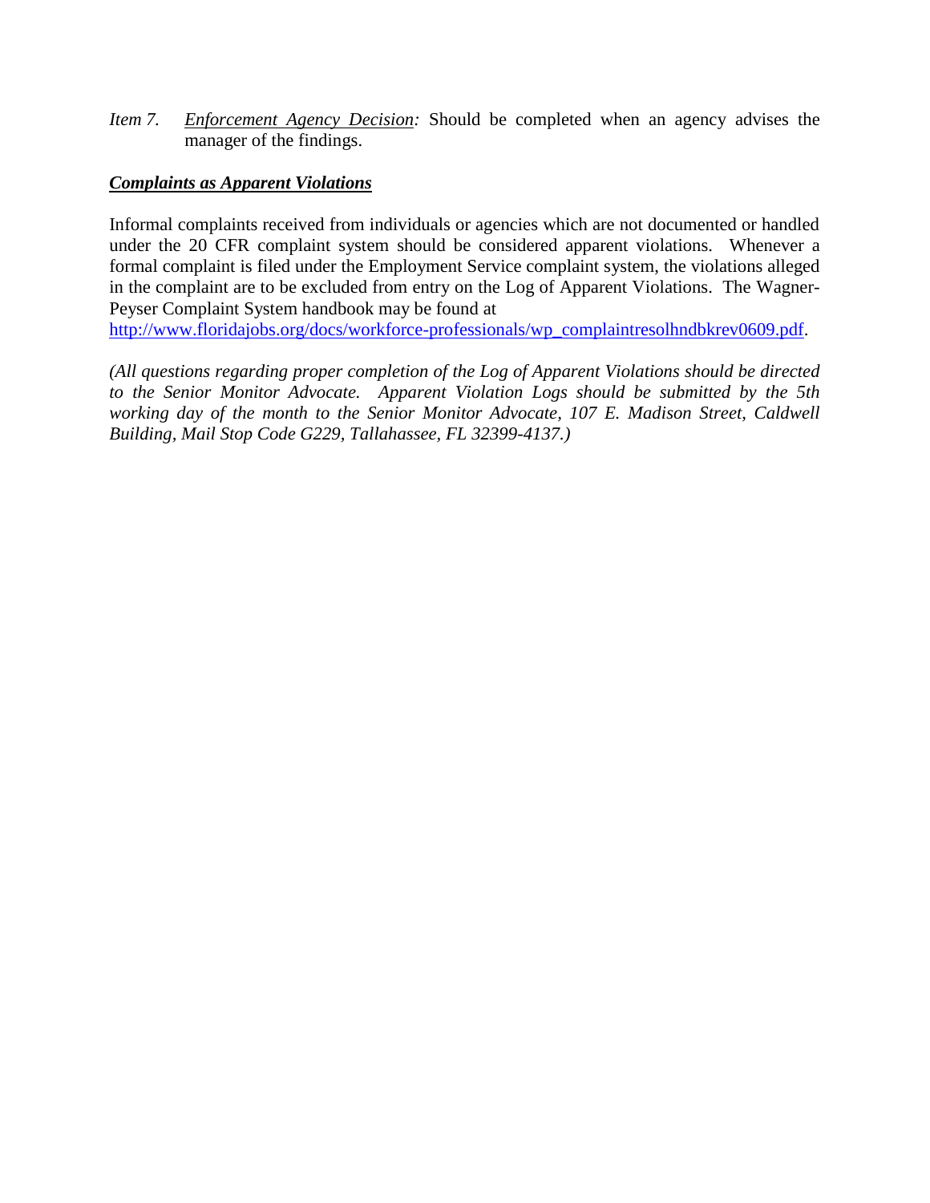*Item 7.* *Enforcement Agency Decision:* Should be completed when an agency advises the manager of the findings.

***Complaints as Apparent Violations***

Informal complaints received from individuals or agencies which are not documented or handled under the 20 CFR complaint system should be considered apparent violations. Whenever a formal complaint is filed under the Employment Service complaint system, the violations alleged in the complaint are to be excluded from entry on the Log of Apparent Violations. The Wagner-Peyser Complaint System handbook may be found at http://www.floridajobs.org/docs/workforce-professionals/wp_complaintresolhndbkrev0609.pdf.

*(All questions regarding proper completion of the Log of Apparent Violations should be directed to the Senior Monitor Advocate. Apparent Violation Logs should be submitted by the 5th working day of the month to the Senior Monitor Advocate, 107 E. Madison Street, Caldwell Building, Mail Stop Code G229, Tallahassee, FL 32399-4137.)*